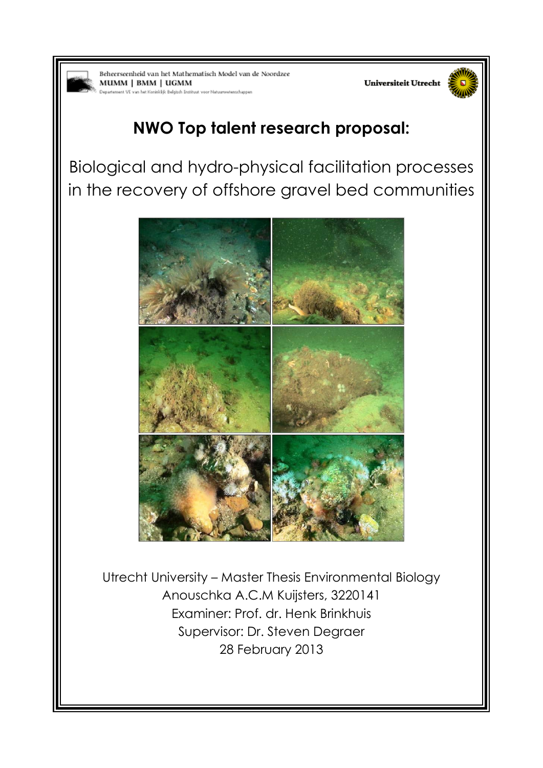Beheerseenheid van het Mathematisch Model van de Noordzee
MUMM | BMM | UGMM
Departement VI van het Koninklijk Belgisch Instituut voor Natuurwetenschappen

Universiteit Utrecht

# NWO Top talent research proposal:

## Biological and hydro-physical facilitation processes in the recovery of offshore gravel bed communities

Utrecht University – Master Thesis Environmental Biology
Anouschka A.C.M Kuijsters, 3220141
Examiner: Prof. dr. Henk Brinkhuis
Supervisor: Dr. Steven Degraer
28 February 2013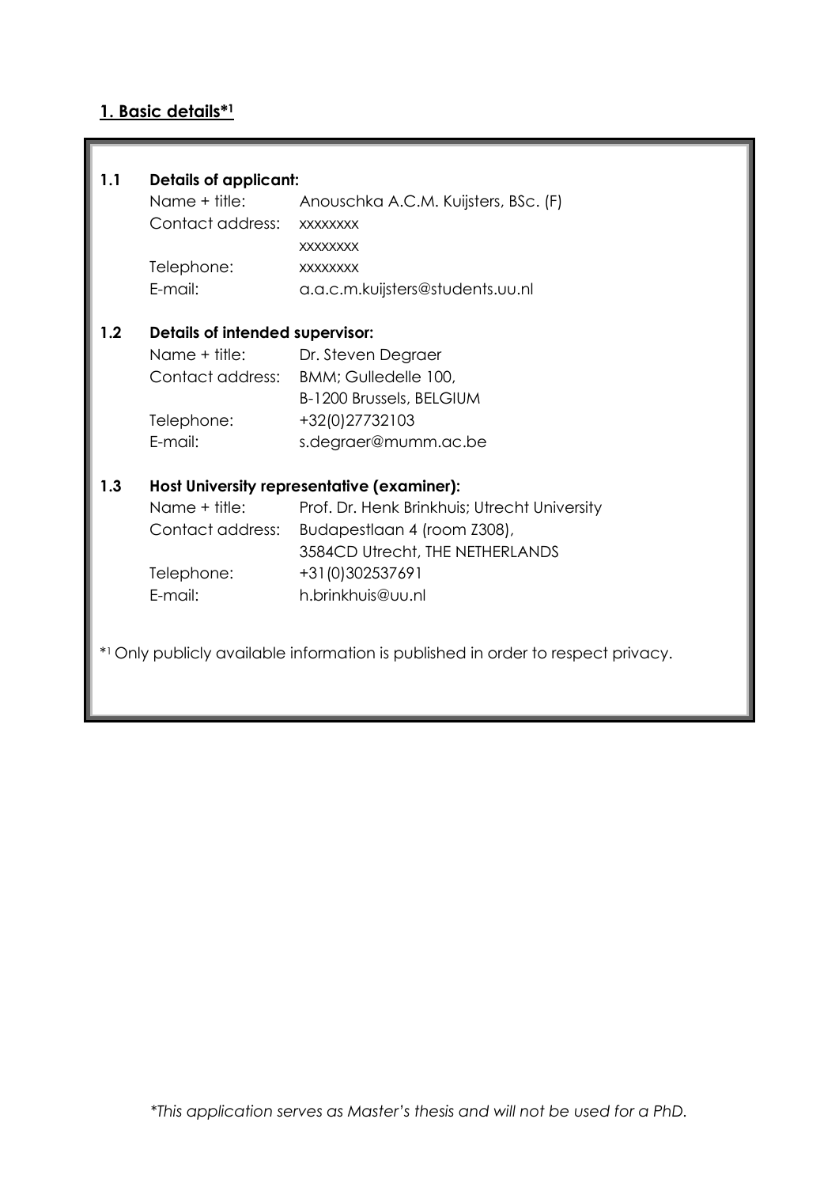## 1. Basic details*[1]

**1.1 Details of applicant:**

Name + title: Anouschka A.C.M. Kuijsters, BSc. (F)
Contact address: xxxxxxxx
xxxxxxxx
Telephone: xxxxxxxx
E-mail: a.a.c.m.kuijsters@students.uu.nl

**1.2 Details of intended supervisor:**

Name + title: Dr. Steven Degraer
Contact address: BMM; Gulledelle 100,
B-1200 Brussels, BELGIUM
Telephone: +32(0)27732103
E-mail: s.degraer@mumm.ac.be

**1.3 Host University representative (examiner):**

Name + title: Prof. Dr. Henk Brinkhuis; Utrecht University
Contact address: Budapestlaan 4 (room Z308),
3584CD Utrecht, THE NETHERLANDS
Telephone: +31(0)302537691
E-mail: h.brinkhuis@uu.nl

*[1] Only publicly available information is published in order to respect privacy.

*\*This application serves as Master's thesis and will not be used for a PhD.*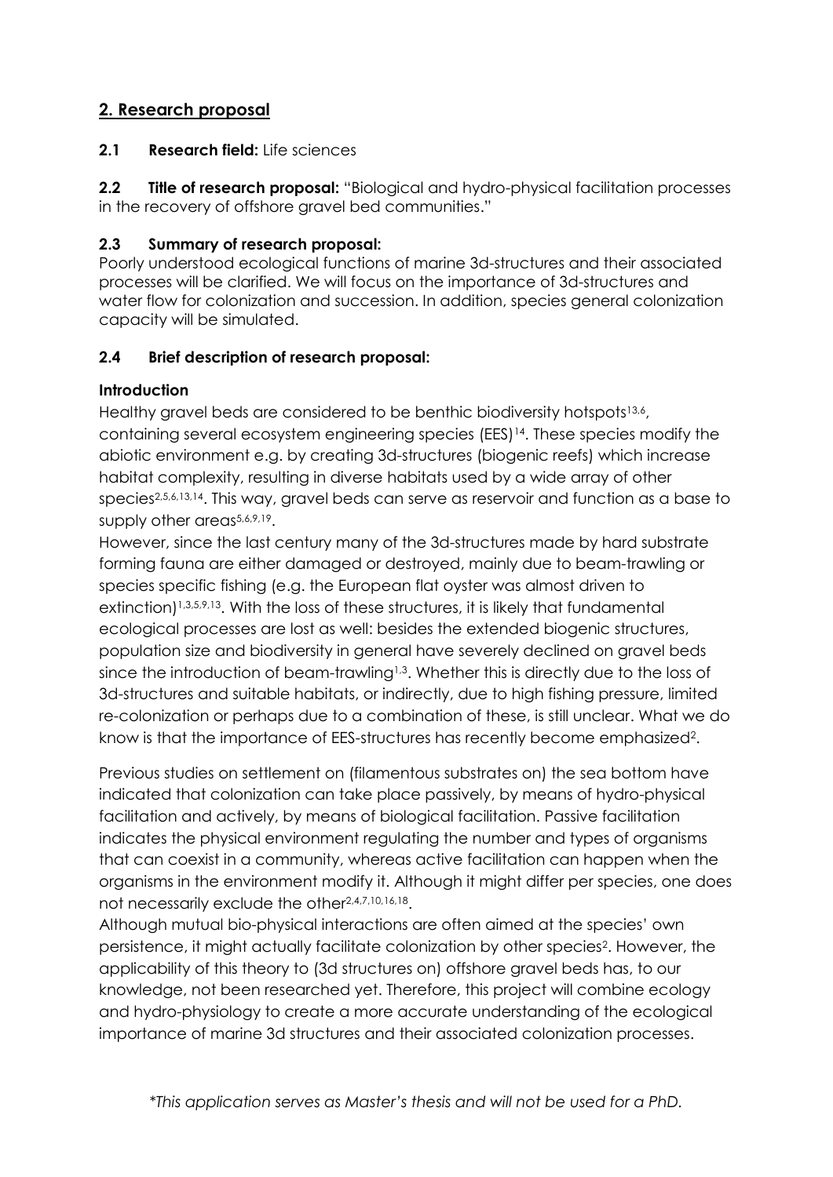## 2. Research proposal

**2.1 Research field:** Life sciences

**2.2 Title of research proposal:** "Biological and hydro-physical facilitation processes in the recovery of offshore gravel bed communities."

**2.3 Summary of research proposal:**
Poorly understood ecological functions of marine 3d-structures and their associated processes will be clarified. We will focus on the importance of 3d-structures and water flow for colonization and succession. In addition, species general colonization capacity will be simulated.

**2.4 Brief description of research proposal:**

**Introduction**

Healthy gravel beds are considered to be benthic biodiversity hotspots[13,6], containing several ecosystem engineering species (EES)[14]. These species modify the abiotic environment e.g. by creating 3d-structures (biogenic reefs) which increase habitat complexity, resulting in diverse habitats used by a wide array of other species[2,5,6,13,14]. This way, gravel beds can serve as reservoir and function as a base to supply other areas[5,6,9,19].

However, since the last century many of the 3d-structures made by hard substrate forming fauna are either damaged or destroyed, mainly due to beam-trawling or species specific fishing (e.g. the European flat oyster was almost driven to extinction)[1,3,5,9,13]. With the loss of these structures, it is likely that fundamental ecological processes are lost as well: besides the extended biogenic structures, population size and biodiversity in general have severely declined on gravel beds since the introduction of beam-trawling[1,3]. Whether this is directly due to the loss of 3d-structures and suitable habitats, or indirectly, due to high fishing pressure, limited re-colonization or perhaps due to a combination of these, is still unclear. What we do know is that the importance of EES-structures has recently become emphasized[2].

Previous studies on settlement on (filamentous substrates on) the sea bottom have indicated that colonization can take place passively, by means of hydro-physical facilitation and actively, by means of biological facilitation. Passive facilitation indicates the physical environment regulating the number and types of organisms that can coexist in a community, whereas active facilitation can happen when the organisms in the environment modify it. Although it might differ per species, one does not necessarily exclude the other[2,4,7,10,16,18].

Although mutual bio-physical interactions are often aimed at the species' own persistence, it might actually facilitate colonization by other species[2]. However, the applicability of this theory to (3d structures on) offshore gravel beds has, to our knowledge, not been researched yet. Therefore, this project will combine ecology and hydro-physiology to create a more accurate understanding of the ecological importance of marine 3d structures and their associated colonization processes.

*\*This application serves as Master's thesis and will not be used for a PhD.*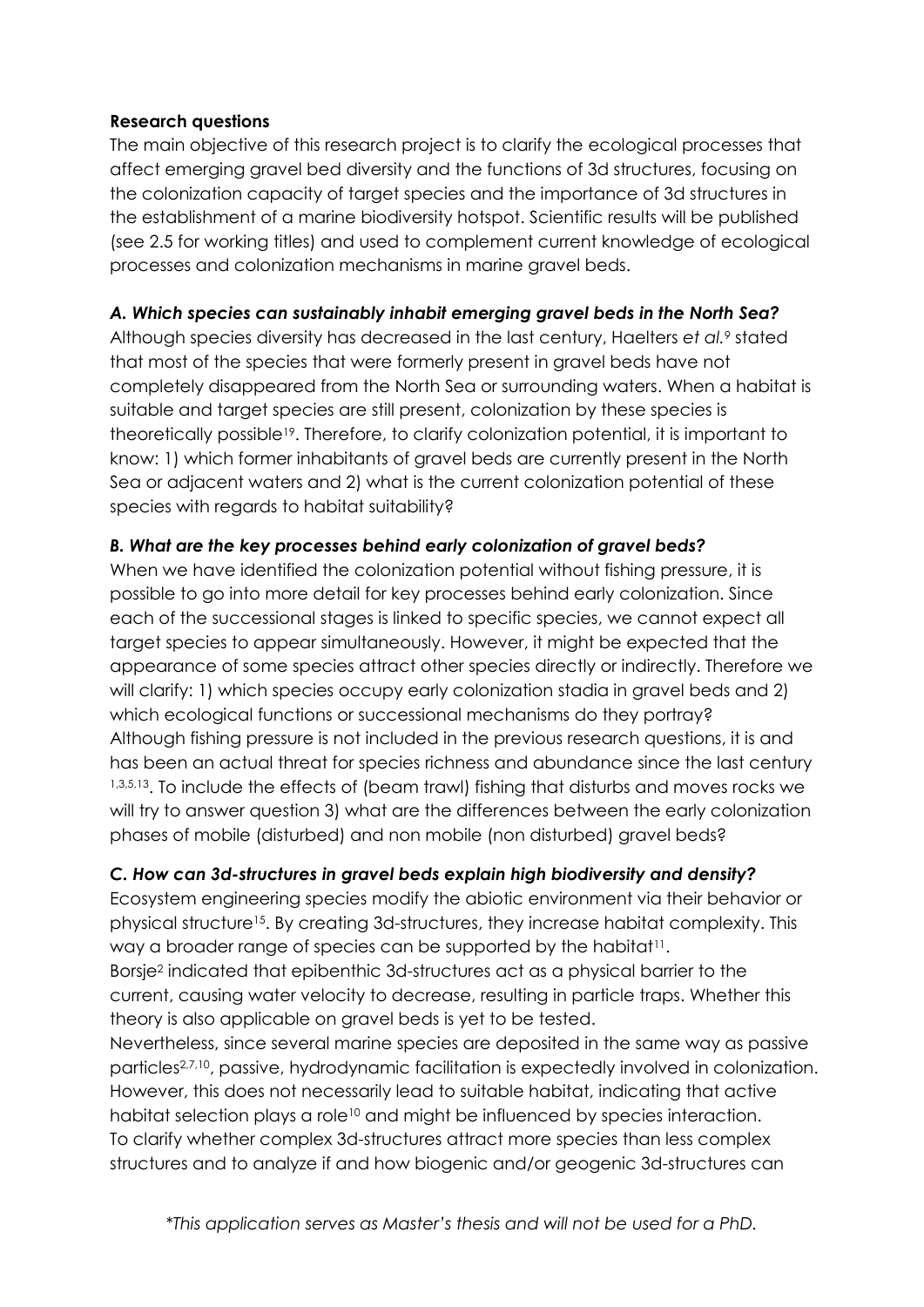**Research questions**

The main objective of this research project is to clarify the ecological processes that affect emerging gravel bed diversity and the functions of 3d structures, focusing on the colonization capacity of target species and the importance of 3d structures in the establishment of a marine biodiversity hotspot. Scientific results will be published (see 2.5 for working titles) and used to complement current knowledge of ecological processes and colonization mechanisms in marine gravel beds.

***A. Which species can sustainably inhabit emerging gravel beds in the North Sea?***

Although species diversity has decreased in the last century, Haelters *et al.*[9] stated that most of the species that were formerly present in gravel beds have not completely disappeared from the North Sea or surrounding waters. When a habitat is suitable and target species are still present, colonization by these species is theoretically possible[19]. Therefore, to clarify colonization potential, it is important to know: 1) which former inhabitants of gravel beds are currently present in the North Sea or adjacent waters and 2) what is the current colonization potential of these species with regards to habitat suitability?

***B. What are the key processes behind early colonization of gravel beds?***

When we have identified the colonization potential without fishing pressure, it is possible to go into more detail for key processes behind early colonization. Since each of the successional stages is linked to specific species, we cannot expect all target species to appear simultaneously. However, it might be expected that the appearance of some species attract other species directly or indirectly. Therefore we will clarify: 1) which species occupy early colonization stadia in gravel beds and 2) which ecological functions or successional mechanisms do they portray?
Although fishing pressure is not included in the previous research questions, it is and has been an actual threat for species richness and abundance since the last century [1,3,5,13]. To include the effects of (beam trawl) fishing that disturbs and moves rocks we will try to answer question 3) what are the differences between the early colonization phases of mobile (disturbed) and non mobile (non disturbed) gravel beds?

***C. How can 3d-structures in gravel beds explain high biodiversity and density?***

Ecosystem engineering species modify the abiotic environment via their behavior or physical structure[15]. By creating 3d-structures, they increase habitat complexity. This way a broader range of species can be supported by the habitat[11].
Borsje[2] indicated that epibenthic 3d-structures act as a physical barrier to the current, causing water velocity to decrease, resulting in particle traps. Whether this theory is also applicable on gravel beds is yet to be tested.
Nevertheless, since several marine species are deposited in the same way as passive particles[2,7,10], passive, hydrodynamic facilitation is expectedly involved in colonization. However, this does not necessarily lead to suitable habitat, indicating that active habitat selection plays a role[10] and might be influenced by species interaction.
To clarify whether complex 3d-structures attract more species than less complex structures and to analyze if and how biogenic and/or geogenic 3d-structures can

*\*This application serves as Master's thesis and will not be used for a PhD.*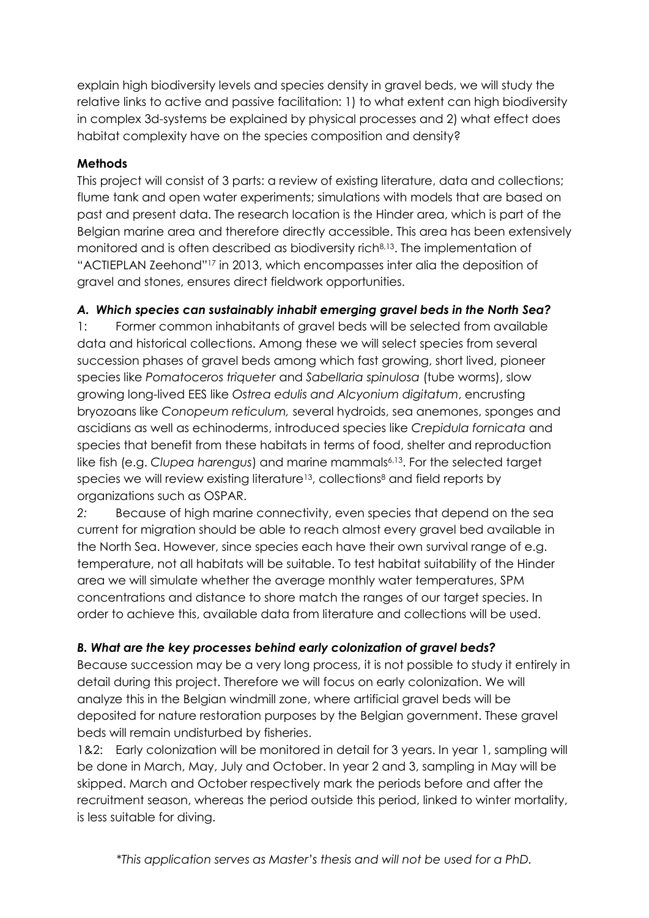explain high biodiversity levels and species density in gravel beds, we will study the relative links to active and passive facilitation: 1) to what extent can high biodiversity in complex 3d-systems be explained by physical processes and 2) what effect does habitat complexity have on the species composition and density?

**Methods**

This project will consist of 3 parts: a review of existing literature, data and collections; flume tank and open water experiments; simulations with models that are based on past and present data. The research location is the Hinder area, which is part of the Belgian marine area and therefore directly accessible. This area has been extensively monitored and is often described as biodiversity rich[8,13]. The implementation of "ACTIEPLAN Zeehond"[17] in 2013, which encompasses inter alia the deposition of gravel and stones, ensures direct fieldwork opportunities.

### *A. Which species can sustainably inhabit emerging gravel beds in the North Sea?*

1: Former common inhabitants of gravel beds will be selected from available data and historical collections. Among these we will select species from several succession phases of gravel beds among which fast growing, short lived, pioneer species like *Pomatoceros triqueter* and *Sabellaria spinulosa* (tube worms), slow growing long-lived EES like *Ostrea edulis and Alcyonium digitatum*, encrusting bryozoans like *Conopeum reticulum,* several hydroids, sea anemones, sponges and ascidians as well as echinoderms, introduced species like *Crepidula fornicata* and species that benefit from these habitats in terms of food, shelter and reproduction like fish (e.g. *Clupea harengus*) and marine mammals[6,13]. For the selected target species we will review existing literature[13], collections[8] and field reports by organizations such as OSPAR.

*2:* Because of high marine connectivity, even species that depend on the sea current for migration should be able to reach almost every gravel bed available in the North Sea. However, since species each have their own survival range of e.g. temperature, not all habitats will be suitable. To test habitat suitability of the Hinder area we will simulate whether the average monthly water temperatures, SPM concentrations and distance to shore match the ranges of our target species. In order to achieve this, available data from literature and collections will be used.

### *B. What are the key processes behind early colonization of gravel beds?*

Because succession may be a very long process, it is not possible to study it entirely in detail during this project. Therefore we will focus on early colonization. We will analyze this in the Belgian windmill zone, where artificial gravel beds will be deposited for nature restoration purposes by the Belgian government. These gravel beds will remain undisturbed by fisheries.

1&2: Early colonization will be monitored in detail for 3 years. In year 1, sampling will be done in March, May, July and October. In year 2 and 3, sampling in May will be skipped. March and October respectively mark the periods before and after the recruitment season, whereas the period outside this period, linked to winter mortality, is less suitable for diving.

*\*This application serves as Master's thesis and will not be used for a PhD.*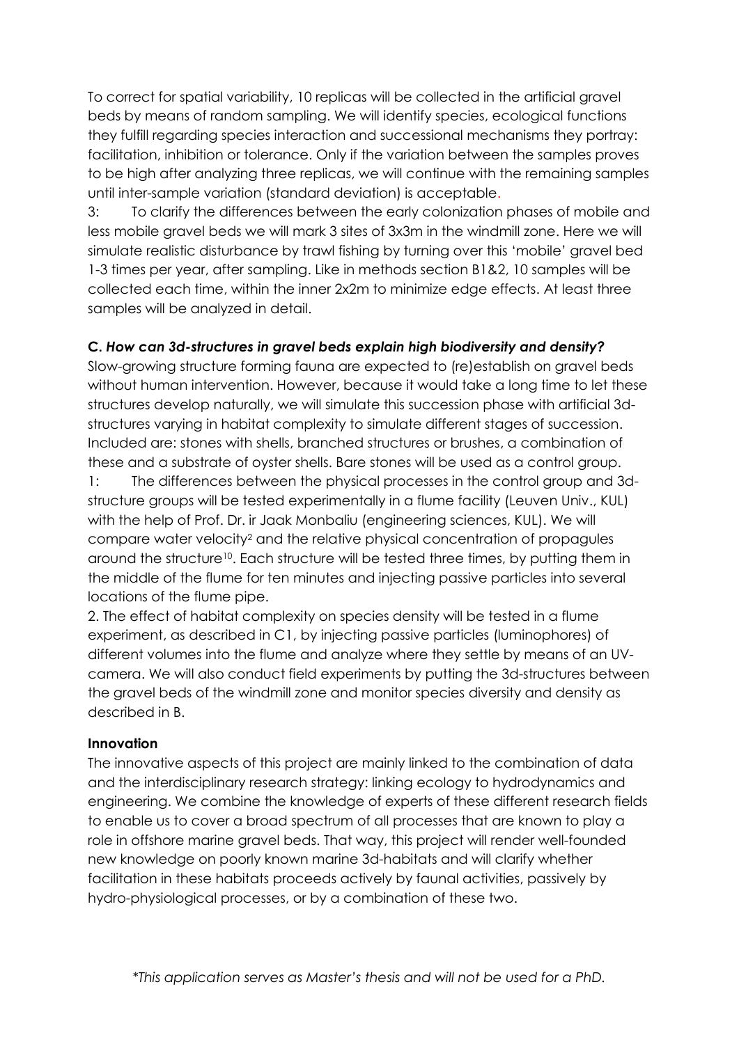To correct for spatial variability, 10 replicas will be collected in the artificial gravel beds by means of random sampling. We will identify species, ecological functions they fulfill regarding species interaction and successional mechanisms they portray: facilitation, inhibition or tolerance. Only if the variation between the samples proves to be high after analyzing three replicas, we will continue with the remaining samples until inter-sample variation (standard deviation) is acceptable.

3: To clarify the differences between the early colonization phases of mobile and less mobile gravel beds we will mark 3 sites of 3x3m in the windmill zone. Here we will simulate realistic disturbance by trawl fishing by turning over this 'mobile' gravel bed 1-3 times per year, after sampling. Like in methods section B1&2, 10 samples will be collected each time, within the inner 2x2m to minimize edge effects. At least three samples will be analyzed in detail.

### C. *How can 3d-structures in gravel beds explain high biodiversity and density?*

Slow-growing structure forming fauna are expected to (re)establish on gravel beds without human intervention. However, because it would take a long time to let these structures develop naturally, we will simulate this succession phase with artificial 3d-structures varying in habitat complexity to simulate different stages of succession. Included are: stones with shells, branched structures or brushes, a combination of these and a substrate of oyster shells. Bare stones will be used as a control group.

1: The differences between the physical processes in the control group and 3d-structure groups will be tested experimentally in a flume facility (Leuven Univ., KUL) with the help of Prof. Dr. ir Jaak Monbaliu (engineering sciences, KUL). We will compare water velocity[2] and the relative physical concentration of propagules around the structure[10]. Each structure will be tested three times, by putting them in the middle of the flume for ten minutes and injecting passive particles into several locations of the flume pipe.

2. The effect of habitat complexity on species density will be tested in a flume experiment, as described in C1, by injecting passive particles (luminophores) of different volumes into the flume and analyze where they settle by means of an UV-camera. We will also conduct field experiments by putting the 3d-structures between the gravel beds of the windmill zone and monitor species diversity and density as described in B.

### Innovation

The innovative aspects of this project are mainly linked to the combination of data and the interdisciplinary research strategy: linking ecology to hydrodynamics and engineering. We combine the knowledge of experts of these different research fields to enable us to cover a broad spectrum of all processes that are known to play a role in offshore marine gravel beds. That way, this project will render well-founded new knowledge on poorly known marine 3d-habitats and will clarify whether facilitation in these habitats proceeds actively by faunal activities, passively by hydro-physiological processes, or by a combination of these two.

*\*This application serves as Master's thesis and will not be used for a PhD.*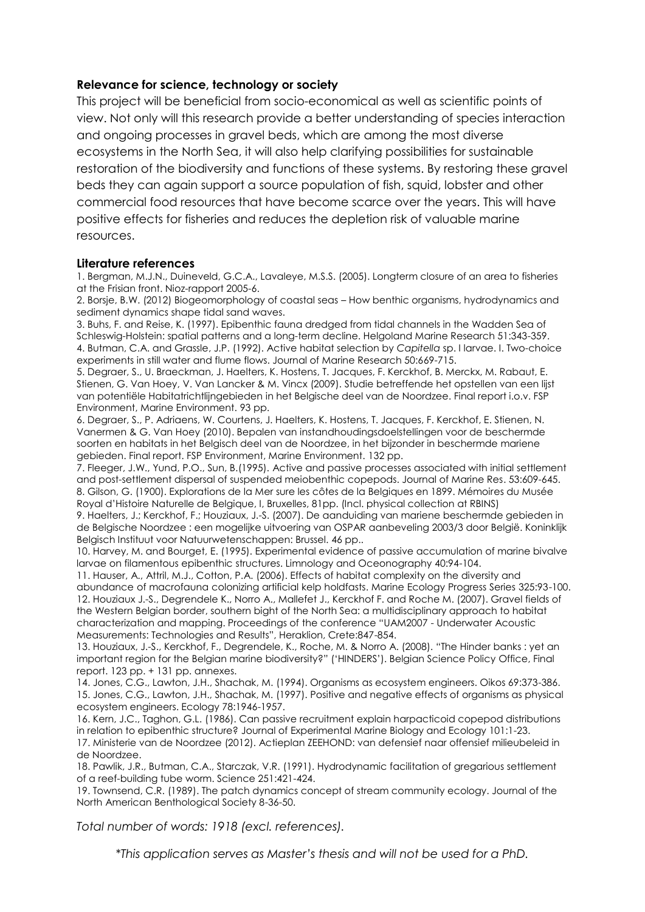### Relevance for science, technology or society

This project will be beneficial from socio-economical as well as scientific points of view. Not only will this research provide a better understanding of species interaction and ongoing processes in gravel beds, which are among the most diverse ecosystems in the North Sea, it will also help clarifying possibilities for sustainable restoration of the biodiversity and functions of these systems. By restoring these gravel beds they can again support a source population of fish, squid, lobster and other commercial food resources that have become scarce over the years. This will have positive effects for fisheries and reduces the depletion risk of valuable marine resources.

### Literature references

1. Bergman, M.J.N., Duineveld, G.C.A., Lavaleye, M.S.S. (2005). Longterm closure of an area to fisheries at the Frisian front. Nioz-rapport 2005-6.
2. Borsje, B.W. (2012) Biogeomorphology of coastal seas – How benthic organisms, hydrodynamics and sediment dynamics shape tidal sand waves.
3. Buhs, F. and Reise, K. (1997). Epibenthic fauna dredged from tidal channels in the Wadden Sea of Schleswig-Holstein: spatial patterns and a long-term decline. Helgoland Marine Research 51:343-359.
4. Butman, C.A. and Grassle, J.P. (1992). Active habitat selection by *Capitella* sp. I larvae. I. Two-choice experiments in still water and flume flows. Journal of Marine Research 50:669-715.
5. Degraer, S., U. Braeckman, J. Haelters, K. Hostens, T. Jacques, F. Kerckhof, B. Merckx, M. Rabaut, E. Stienen, G. Van Hoey, V. Van Lancker & M. Vincx (2009). Studie betreffende het opstellen van een lijst van potentiële Habitatrichtlijngebieden in het Belgische deel van de Noordzee. Final report i.o.v. FSP Environment, Marine Environment. 93 pp.
6. Degraer, S., P. Adriaens, W. Courtens, J. Haelters, K. Hostens, T. Jacques, F. Kerckhof, E. Stienen, N. Vanermen & G. Van Hoey (2010). Bepalen van instandhoudingsdoelstellingen voor de beschermde soorten en habitats in het Belgisch deel van de Noordzee, in het bijzonder in beschermde mariene gebieden. Final report. FSP Environment, Marine Environment. 132 pp.
7. Fleeger, J.W., Yund, P.O., Sun, B.(1995). Active and passive processes associated with initial settlement and post-settlement dispersal of suspended meiobenthic copepods. Journal of Marine Res. 53:609-645.
8. Gilson, G. (1900). Explorations de la Mer sure les côtes de la Belgiques en 1899. Mémoires du Musée Royal d'Histoire Naturelle de Belgique, I, Bruxelles, 81pp. (Incl. physical collection at RBINS)
9. Haelters, J.; Kerckhof, F.; Houziaux, J.-S. (2007). De aanduiding van mariene beschermde gebieden in de Belgische Noordzee : een mogelijke uitvoering van OSPAR aanbeveling 2003/3 door België. Koninklijk Belgisch Instituut voor Natuurwetenschappen: Brussel. 46 pp..
10. Harvey, M. and Bourget, E. (1995). Experimental evidence of passive accumulation of marine bivalve larvae on filamentous epibenthic structures. Limnology and Oceanography 40:94-104.
11. Hauser, A., Attril, M.J., Cotton, P.A. (2006). Effects of habitat complexity on the diversity and abundance of macrofauna colonizing artificial kelp holdfasts. Marine Ecology Progress Series 325:93-100.
12. Houziaux J.-S., Degrendele K., Norro A., Mallefet J., Kerckhof F. and Roche M. (2007). Gravel fields of the Western Belgian border, southern bight of the North Sea: a multidisciplinary approach to habitat characterization and mapping. Proceedings of the conference "UAM2007 - Underwater Acoustic Measurements: Technologies and Results", Heraklion, Crete:847-854.
13. Houziaux, J.-S., Kerckhof, F., Degrendele, K., Roche, M. & Norro A. (2008). "The Hinder banks : yet an important region for the Belgian marine biodiversity?" ('HINDERS'). Belgian Science Policy Office, Final report. 123 pp. + 131 pp. annexes.
14. Jones, C.G., Lawton, J.H., Shachak, M. (1994). Organisms as ecosystem engineers. Oikos 69:373-386.
15. Jones, C.G., Lawton, J.H., Shachak, M. (1997). Positive and negative effects of organisms as physical ecosystem engineers. Ecology 78:1946-1957.
16. Kern, J.C., Taghon, G.L. (1986). Can passive recruitment explain harpacticoid copepod distributions in relation to epibenthic structure? Journal of Experimental Marine Biology and Ecology 101:1-23.
17. Ministerie van de Noordzee (2012). Actieplan ZEEHOND: van defensief naar offensief milieubeleid in de Noordzee.
18. Pawlik, J.R., Butman, C.A., Starczak, V.R. (1991). Hydrodynamic facilitation of gregarious settlement of a reef-building tube worm. Science 251:421-424.
19. Townsend, C.R. (1989). The patch dynamics concept of stream community ecology. Journal of the North American Benthological Society 8-36-50.

*Total number of words: 1918 (excl. references).*

*\*This application serves as Master's thesis and will not be used for a PhD.*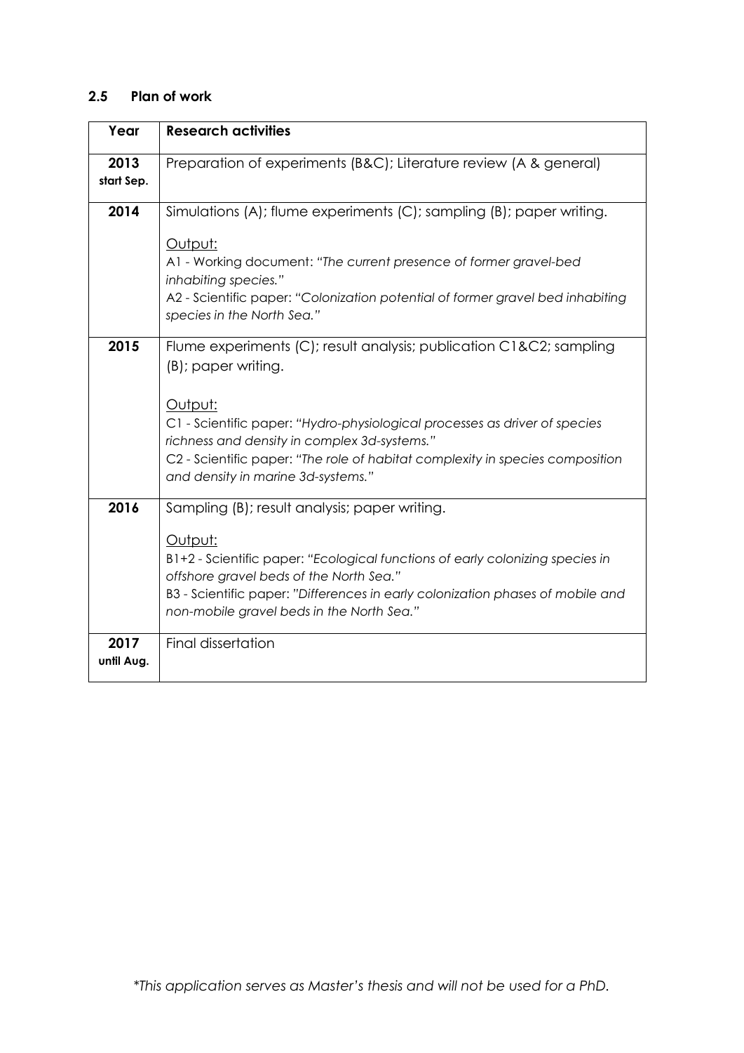## 2.5 Plan of work

| Year | Research activities |
|---|---|
| **2013** **start Sep.** | Preparation of experiments (B&C); Literature review (A & general) |
| **2014** | Simulations (A); flume experiments (C); sampling (B); paper writing.<br><br><u>Output:</u><br>A1 - Working document: *"The current presence of former gravel-bed inhabiting species."*<br>A2 - Scientific paper: *"Colonization potential of former gravel bed inhabiting species in the North Sea."* |
| **2015** | Flume experiments (C); result analysis; publication C1&C2; sampling (B); paper writing.<br><br><u>Output:</u><br>C1 - Scientific paper: *"Hydro-physiological processes as driver of species richness and density in complex 3d-systems."*<br>C2 - Scientific paper: *"The role of habitat complexity in species composition and density in marine 3d-systems."* |
| **2016** | Sampling (B); result analysis; paper writing.<br><br><u>Output:</u><br>B1+2 - Scientific paper: *"Ecological functions of early colonizing species in offshore gravel beds of the North Sea."*<br>B3 - Scientific paper: *"Differences in early colonization phases of mobile and non-mobile gravel beds in the North Sea."* |
| **2017** **until Aug.** | Final dissertation |

*\*This application serves as Master's thesis and will not be used for a PhD.*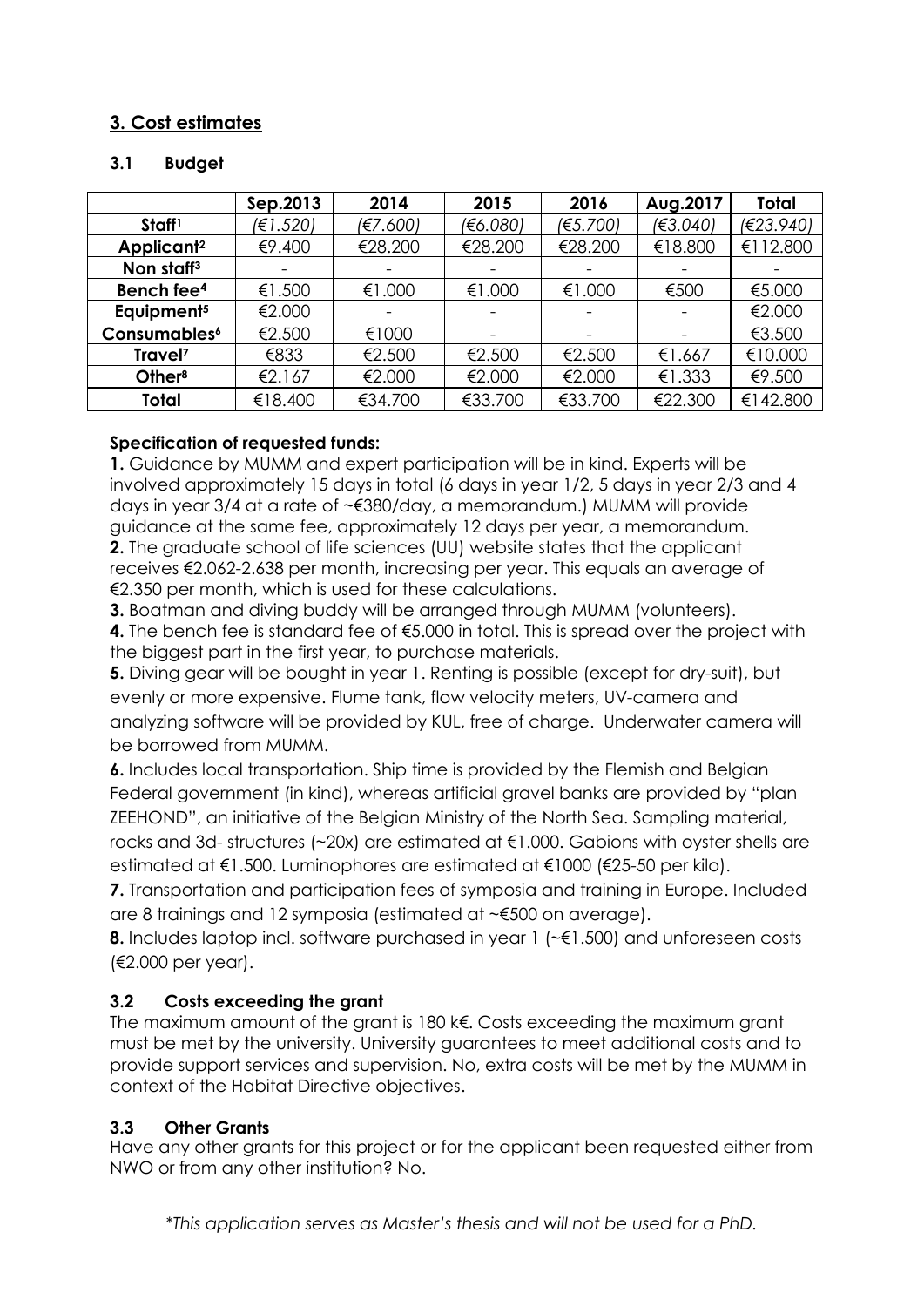## 3. Cost estimates

### 3.1 Budget

| | Sep.2013 | 2014 | 2015 | 2016 | Aug.2017 | Total |
|---|---|---|---|---|---|---|
| **Staff[1]** | *(€1.520)* | *(€7.600)* | *(€6.080)* | *(€5.700)* | *(€3.040)* | *(€23.940)* |
| **Applicant[2]** | €9.400 | €28.200 | €28.200 | €28.200 | €18.800 | €112.800 |
| **Non staff[3]** | - | - | - | - | - | - |
| **Bench fee[4]** | €1.500 | €1.000 | €1.000 | €1.000 | €500 | €5.000 |
| **Equipment[5]** | €2.000 | - | - | - | - | €2.000 |
| **Consumables[6]** | €2.500 | €1000 | - | - | - | €3.500 |
| **Travel[7]** | €833 | €2.500 | €2.500 | €2.500 | €1.667 | €10.000 |
| **Other[8]** | €2.167 | €2.000 | €2.000 | €2.000 | €1.333 | €9.500 |
| **Total** | €18.400 | €34.700 | €33.700 | €33.700 | €22.300 | €142.800 |

**Specification of requested funds:**

**1.** Guidance by MUMM and expert participation will be in kind. Experts will be involved approximately 15 days in total (6 days in year 1/2, 5 days in year 2/3 and 4 days in year 3/4 at a rate of ~€380/day, a memorandum.) MUMM will provide guidance at the same fee, approximately 12 days per year, a memorandum.

**2.** The graduate school of life sciences (UU) website states that the applicant receives €2.062-2.638 per month, increasing per year. This equals an average of €2.350 per month, which is used for these calculations.

**3.** Boatman and diving buddy will be arranged through MUMM (volunteers).

**4.** The bench fee is standard fee of €5.000 in total. This is spread over the project with the biggest part in the first year, to purchase materials.

**5.** Diving gear will be bought in year 1. Renting is possible (except for dry-suit), but evenly or more expensive. Flume tank, flow velocity meters, UV-camera and analyzing software will be provided by KUL, free of charge. Underwater camera will be borrowed from MUMM.

**6.** Includes local transportation. Ship time is provided by the Flemish and Belgian Federal government (in kind), whereas artificial gravel banks are provided by "plan ZEEHOND", an initiative of the Belgian Ministry of the North Sea. Sampling material, rocks and 3d- structures (~20x) are estimated at €1.000. Gabions with oyster shells are estimated at €1.500. Luminophores are estimated at €1000 (€25-50 per kilo).

**7.** Transportation and participation fees of symposia and training in Europe. Included are 8 trainings and 12 symposia (estimated at ~€500 on average).

**8.** Includes laptop incl. software purchased in year 1 (~€1.500) and unforeseen costs (€2.000 per year).

### 3.2 Costs exceeding the grant

The maximum amount of the grant is 180 k€. Costs exceeding the maximum grant must be met by the university. University guarantees to meet additional costs and to provide support services and supervision. No, extra costs will be met by the MUMM in context of the Habitat Directive objectives.

### 3.3 Other Grants

Have any other grants for this project or for the applicant been requested either from NWO or from any other institution? No.

*\*This application serves as Master's thesis and will not be used for a PhD.*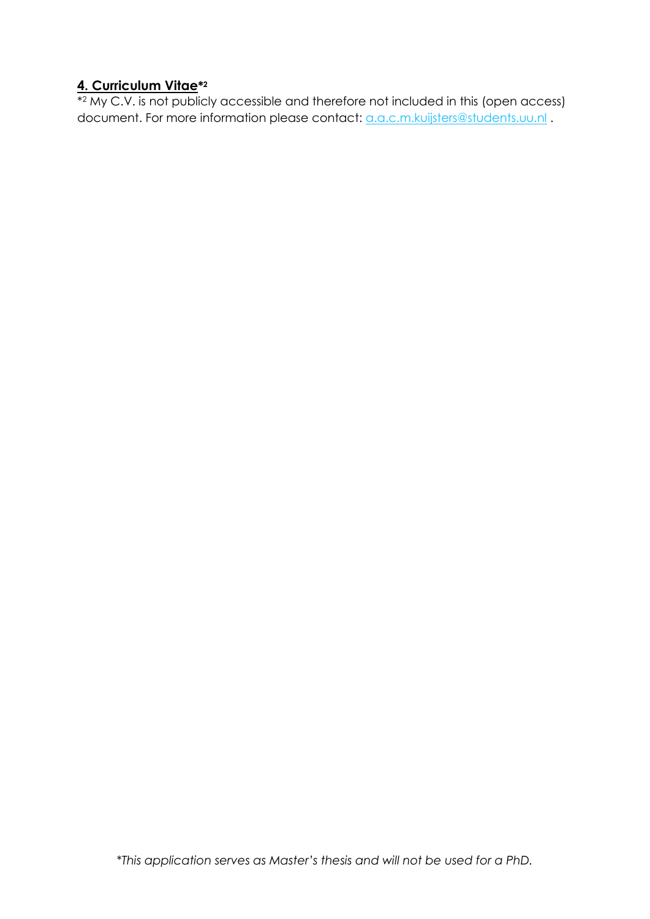## 4. Curriculum Vitae*2

*2 My C.V. is not publicly accessible and therefore not included in this (open access) document. For more information please contact: a.a.c.m.kuijsters@students.uu.nl .

*This application serves as Master's thesis and will not be used for a PhD.*